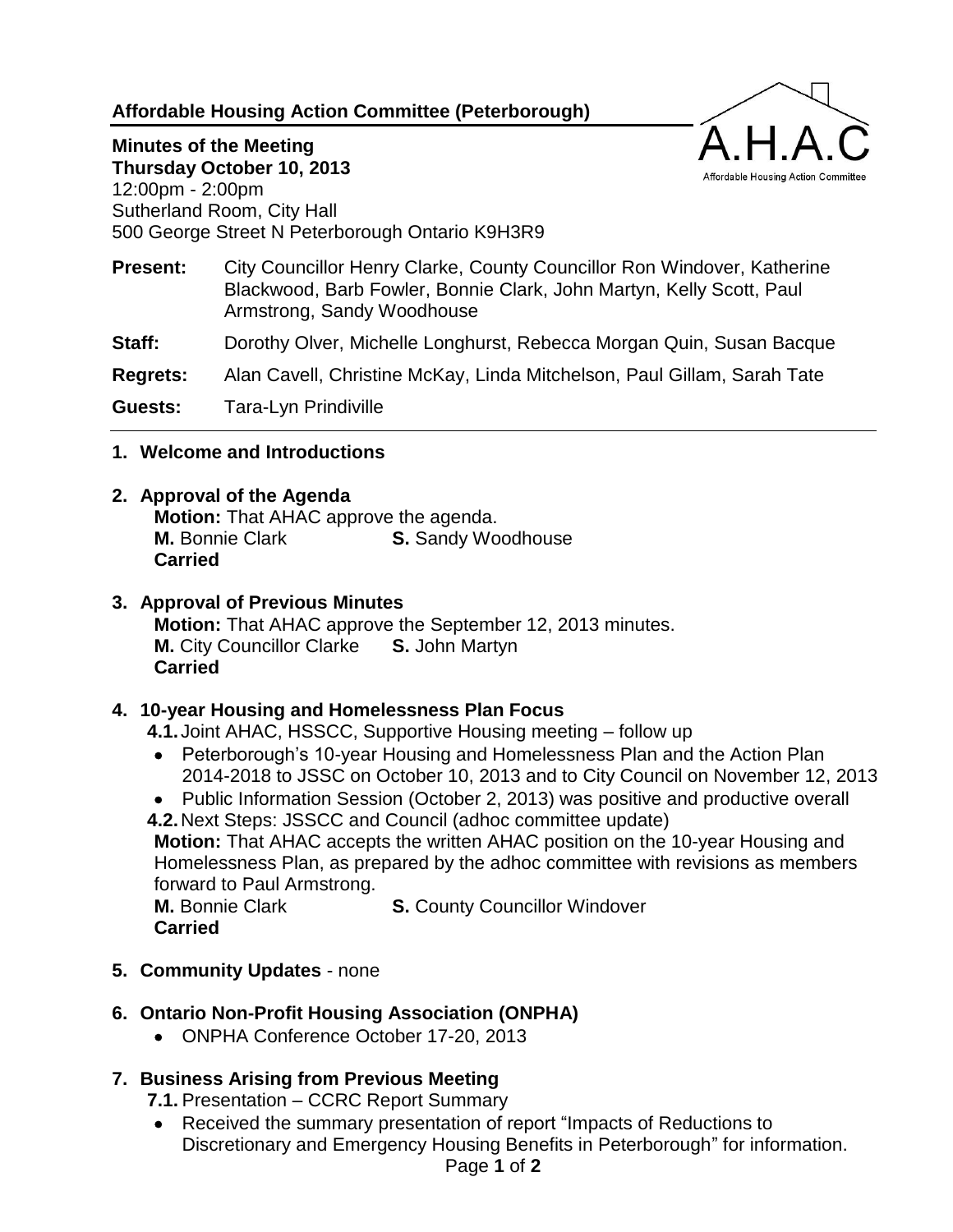**Affordable Housing Action Committee (Peterborough)**

**Minutes of the Meeting**
**Thursday October 10, 2013**
12:00pm - 2:00pm
Sutherland Room, City Hall
500 George Street N Peterborough Ontario K9H3R9

**Present:** City Councillor Henry Clarke, County Councillor Ron Windover, Katherine Blackwood, Barb Fowler, Bonnie Clark, John Martyn, Kelly Scott, Paul Armstrong, Sandy Woodhouse

**Staff:** Dorothy Olver, Michelle Longhurst, Rebecca Morgan Quin, Susan Bacque

**Regrets:** Alan Cavell, Christine McKay, Linda Mitchelson, Paul Gillam, Sarah Tate

**Guests:** Tara-Lyn Prindiville

**1. Welcome and Introductions**

**2. Approval of the Agenda**

**Motion:** That AHAC approve the agenda.
**M.** Bonnie Clark **S.** Sandy Woodhouse
**Carried**

**3. Approval of Previous Minutes**

**Motion:** That AHAC approve the September 12, 2013 minutes.
**M.** City Councillor Clarke **S.** John Martyn
**Carried**

**4. 10-year Housing and Homelessness Plan Focus**

**4.1.** Joint AHAC, HSSCC, Supportive Housing meeting – follow up

- Peterborough's 10-year Housing and Homelessness Plan and the Action Plan 2014-2018 to JSSC on October 10, 2013 and to City Council on November 12, 2013
- Public Information Session (October 2, 2013) was positive and productive overall

**4.2.** Next Steps: JSSCC and Council (adhoc committee update)

**Motion:** That AHAC accepts the written AHAC position on the 10-year Housing and Homelessness Plan, as prepared by the adhoc committee with revisions as members forward to Paul Armstrong.
**M.** Bonnie Clark **S.** County Councillor Windover
**Carried**

**5. Community Updates** - none

**6. Ontario Non-Profit Housing Association (ONPHA)**

- ONPHA Conference October 17-20, 2013

**7. Business Arising from Previous Meeting**

**7.1.** Presentation – CCRC Report Summary

- Received the summary presentation of report "Impacts of Reductions to Discretionary and Emergency Housing Benefits in Peterborough" for information.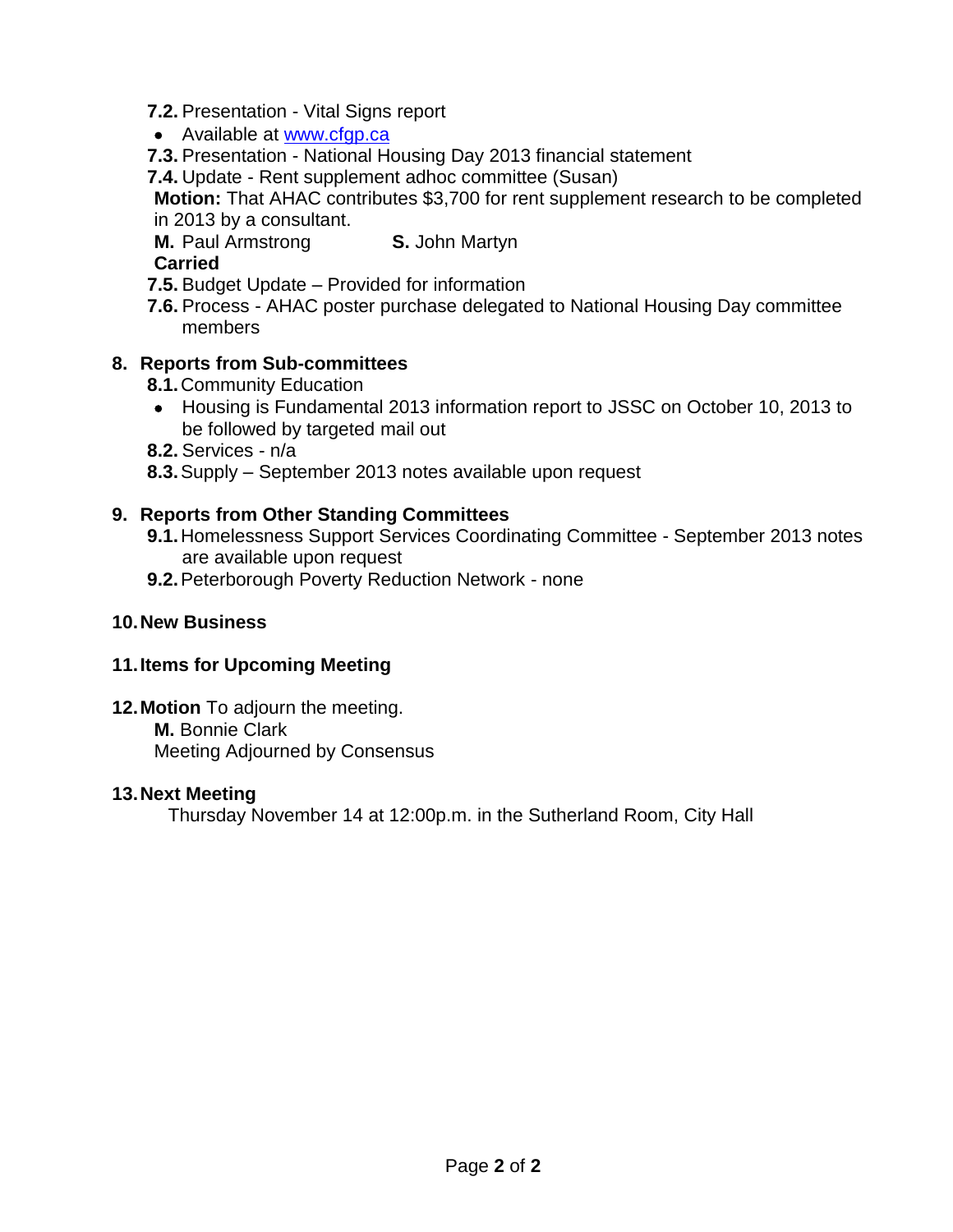**7.2.** Presentation - Vital Signs report

- Available at www.cfgp.ca

**7.3.** Presentation - National Housing Day 2013 financial statement

**7.4.** Update - Rent supplement adhoc committee (Susan)

**Motion:** That AHAC contributes $3,700 for rent supplement research to be completed in 2013 by a consultant.

**M.** Paul Armstrong **S.** John Martyn

**Carried**

**7.5.** Budget Update – Provided for information

**7.6.** Process - AHAC poster purchase delegated to National Housing Day committee members

## 8. Reports from Sub-committees

**8.1.** Community Education

- Housing is Fundamental 2013 information report to JSSC on October 10, 2013 to be followed by targeted mail out

**8.2.** Services - n/a

**8.3.** Supply – September 2013 notes available upon request

## 9. Reports from Other Standing Committees

**9.1.** Homelessness Support Services Coordinating Committee - September 2013 notes are available upon request

**9.2.** Peterborough Poverty Reduction Network - none

## 10. New Business

## 11. Items for Upcoming Meeting

## 12. Motion To adjourn the meeting.

**M.** Bonnie Clark

Meeting Adjourned by Consensus

## 13. Next Meeting

Thursday November 14 at 12:00p.m. in the Sutherland Room, City Hall